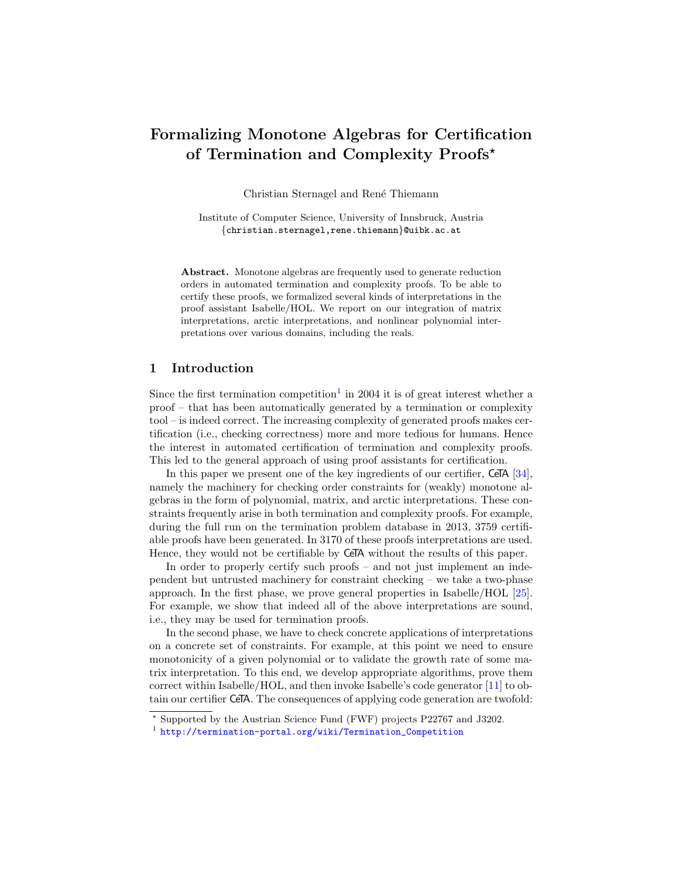# Formalizing Monotone Algebras for Certification of Termination and Complexity Proofs*

Christian Sternagel and René Thiemann

Institute of Computer Science, University of Innsbruck, Austria
{christian.sternagel,rene.thiemann}@uibk.ac.at

**Abstract.** Monotone algebras are frequently used to generate reduction orders in automated termination and complexity proofs. To be able to certify these proofs, we formalized several kinds of interpretations in the proof assistant Isabelle/HOL. We report on our integration of matrix interpretations, arctic interpretations, and nonlinear polynomial interpretations over various domains, including the reals.

## 1 Introduction

Since the first termination competition[1] in 2004 it is of great interest whether a proof – that has been automatically generated by a termination or complexity tool – is indeed correct. The increasing complexity of generated proofs makes certification (i.e., checking correctness) more and more tedious for humans. Hence the interest in automated certification of termination and complexity proofs. This led to the general approach of using proof assistants for certification.

In this paper we present one of the key ingredients of our certifier, CeTA [34], namely the machinery for checking order constraints for (weakly) monotone algebras in the form of polynomial, matrix, and arctic interpretations. These constraints frequently arise in both termination and complexity proofs. For example, during the full run on the termination problem database in 2013, 3759 certifiable proofs have been generated. In 3170 of these proofs interpretations are used. Hence, they would not be certifiable by CeTA without the results of this paper.

In order to properly certify such proofs – and not just implement an independent but untrusted machinery for constraint checking – we take a two-phase approach. In the first phase, we prove general properties in Isabelle/HOL [25]. For example, we show that indeed all of the above interpretations are sound, i.e., they may be used for termination proofs.

In the second phase, we have to check concrete applications of interpretations on a concrete set of constraints. For example, at this point we need to ensure monotonicity of a given polynomial or to validate the growth rate of some matrix interpretation. To this end, we develop appropriate algorithms, prove them correct within Isabelle/HOL, and then invoke Isabelle's code generator [11] to obtain our certifier CeTA. The consequences of applying code generation are twofold:

* Supported by the Austrian Science Fund (FWF) projects P22767 and J3202.

[1] http://termination-portal.org/wiki/Termination_Competition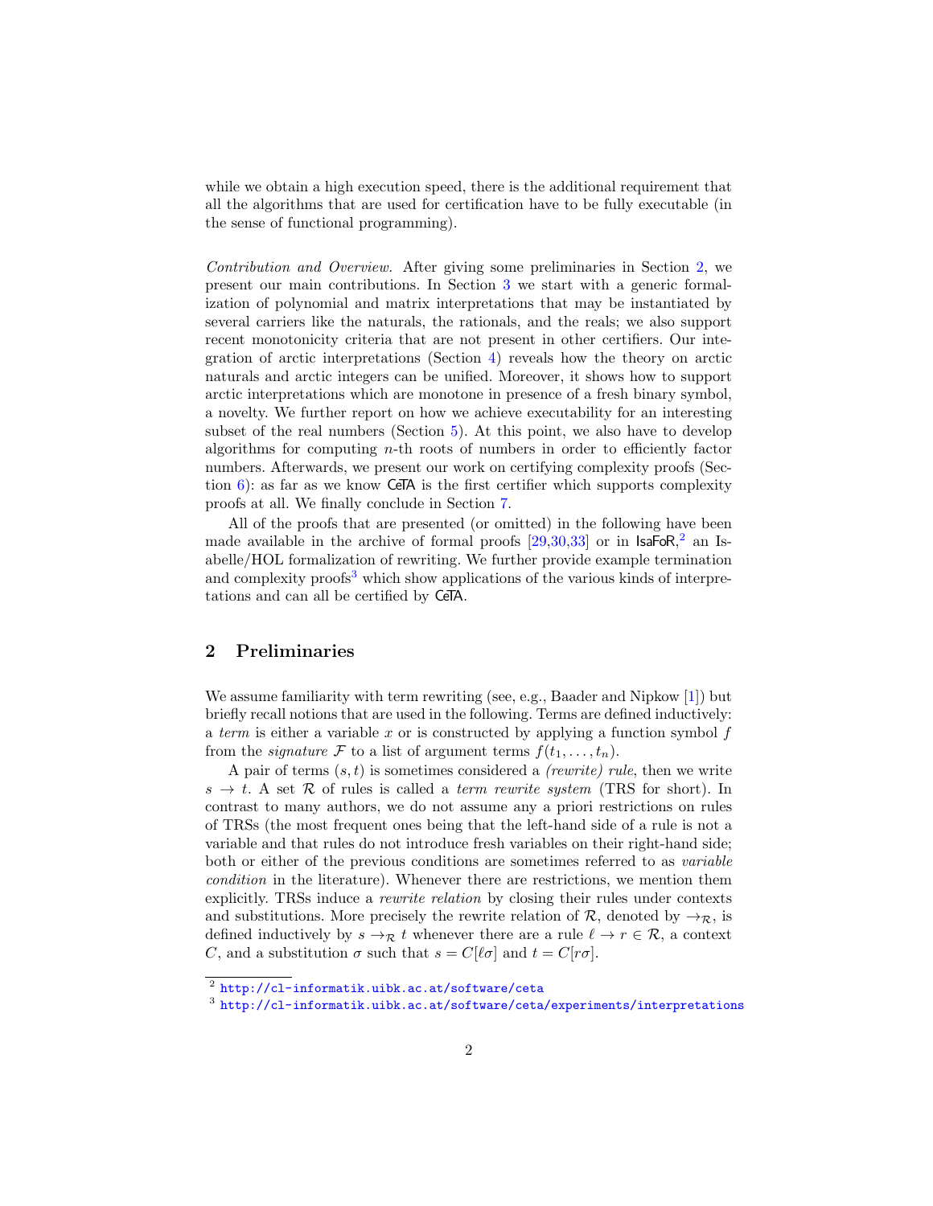while we obtain a high execution speed, there is the additional requirement that all the algorithms that are used for certification have to be fully executable (in the sense of functional programming).

*Contribution and Overview.* After giving some preliminaries in Section 2, we present our main contributions. In Section 3 we start with a generic formalization of polynomial and matrix interpretations that may be instantiated by several carriers like the naturals, the rationals, and the reals; we also support recent monotonicity criteria that are not present in other certifiers. Our integration of arctic interpretations (Section 4) reveals how the theory on arctic naturals and arctic integers can be unified. Moreover, it shows how to support arctic interpretations which are monotone in presence of a fresh binary symbol, a novelty. We further report on how we achieve executability for an interesting subset of the real numbers (Section 5). At this point, we also have to develop algorithms for computing $n$-th roots of numbers in order to efficiently factor numbers. Afterwards, we present our work on certifying complexity proofs (Section 6): as far as we know CeTA is the first certifier which supports complexity proofs at all. We finally conclude in Section 7.

All of the proofs that are presented (or omitted) in the following have been made available in the archive of formal proofs [29,30,33] or in IsaFoR,[2] an Isabelle/HOL formalization of rewriting. We further provide example termination and complexity proofs[3] which show applications of the various kinds of interpretations and can all be certified by CeTA.

## 2 Preliminaries

We assume familiarity with term rewriting (see, e.g., Baader and Nipkow [1]) but briefly recall notions that are used in the following. Terms are defined inductively: a *term* is either a variable $x$ or is constructed by applying a function symbol $f$ from the *signature* $\mathcal{F}$ to a list of argument terms $f(t_1, \ldots, t_n)$.

A pair of terms $(s, t)$ is sometimes considered a *(rewrite) rule*, then we write $s \to t$. A set $\mathcal{R}$ of rules is called a *term rewrite system* (TRS for short). In contrast to many authors, we do not assume any a priori restrictions on rules of TRSs (the most frequent ones being that the left-hand side of a rule is not a variable and that rules do not introduce fresh variables on their right-hand side; both or either of the previous conditions are sometimes referred to as *variable condition* in the literature). Whenever there are restrictions, we mention them explicitly. TRSs induce a *rewrite relation* by closing their rules under contexts and substitutions. More precisely the rewrite relation of $\mathcal{R}$, denoted by $\to_{\mathcal{R}}$, is defined inductively by $s \to_{\mathcal{R}} t$ whenever there are a rule $\ell \to r \in \mathcal{R}$, a context $C$, and a substitution $\sigma$ such that $s = C[\ell\sigma]$ and $t = C[r\sigma]$.

[2] http://cl-informatik.uibk.ac.at/software/ceta

[3] http://cl-informatik.uibk.ac.at/software/ceta/experiments/interpretations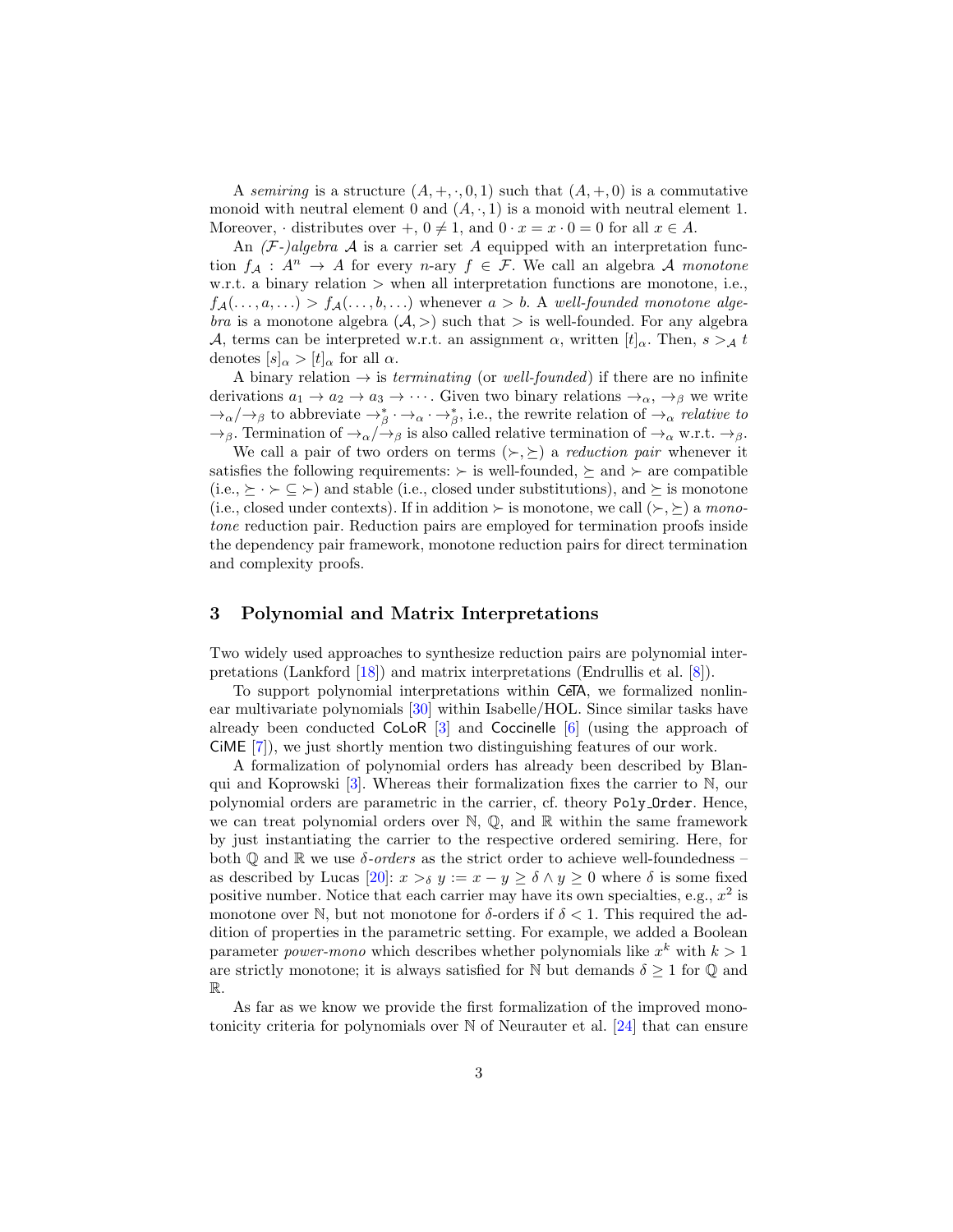A *semiring* is a structure $(A, +, \cdot, 0, 1)$ such that $(A, +, 0)$ is a commutative monoid with neutral element 0 and $(A, \cdot, 1)$ is a monoid with neutral element 1. Moreover, $\cdot$ distributes over $+$, $0 \neq 1$, and $0 \cdot x = x \cdot 0 = 0$ for all $x \in A$.

An *($\mathcal{F}$-)algebra* $\mathcal{A}$ is a carrier set $A$ equipped with an interpretation function $f_{\mathcal{A}} : A^n \to A$ for every $n$-ary $f \in \mathcal{F}$. We call an algebra $\mathcal{A}$ *monotone* w.r.t. a binary relation $>$ when all interpretation functions are monotone, i.e., $f_{\mathcal{A}}(\ldots, a, \ldots) > f_{\mathcal{A}}(\ldots, b, \ldots)$ whenever $a > b$. A *well-founded monotone algebra* is a monotone algebra $(\mathcal{A}, >)$ such that $>$ is well-founded. For any algebra $\mathcal{A}$, terms can be interpreted w.r.t. an assignment $\alpha$, written $[t]_\alpha$. Then, $s >_{\mathcal{A}} t$ denotes $[s]_\alpha > [t]_\alpha$ for all $\alpha$.

A binary relation $\to$ is *terminating* (or *well-founded*) if there are no infinite derivations $a_1 \to a_2 \to a_3 \to \cdots$. Given two binary relations $\to_\alpha$, $\to_\beta$ we write $\to_\alpha / \to_\beta$ to abbreviate $\to_\beta^* \cdot \to_\alpha \cdot \to_\beta^*$, i.e., the rewrite relation of $\to_\alpha$ *relative to* $\to_\beta$. Termination of $\to_\alpha / \to_\beta$ is also called relative termination of $\to_\alpha$ w.r.t. $\to_\beta$.

We call a pair of two orders on terms $(\succ, \succeq)$ a *reduction pair* whenever it satisfies the following requirements: $\succ$ is well-founded, $\succeq$ and $\succ$ are compatible (i.e., $\succeq \cdot \succ \subseteq \succ$) and stable (i.e., closed under substitutions), and $\succeq$ is monotone (i.e., closed under contexts). If in addition $\succ$ is monotone, we call $(\succ, \succeq)$ a *monotone* reduction pair. Reduction pairs are employed for termination proofs inside the dependency pair framework, monotone reduction pairs for direct termination and complexity proofs.

## 3 Polynomial and Matrix Interpretations

Two widely used approaches to synthesize reduction pairs are polynomial interpretations (Lankford [18]) and matrix interpretations (Endrullis et al. [8]).

To support polynomial interpretations within CeTA, we formalized nonlinear multivariate polynomials [30] within Isabelle/HOL. Since similar tasks have already been conducted CoLoR [3] and Coccinelle [6] (using the approach of CiME [7]), we just shortly mention two distinguishing features of our work.

A formalization of polynomial orders has already been described by Blanqui and Koprowski [3]. Whereas their formalization fixes the carrier to $\mathbb{N}$, our polynomial orders are parametric in the carrier, cf. theory `Poly_Order`. Hence, we can treat polynomial orders over $\mathbb{N}$, $\mathbb{Q}$, and $\mathbb{R}$ within the same framework by just instantiating the carrier to the respective ordered semiring. Here, for both $\mathbb{Q}$ and $\mathbb{R}$ we use *$\delta$-orders* as the strict order to achieve well-foundedness – as described by Lucas [20]: $x >_\delta y := x - y \geq \delta \wedge y \geq 0$ where $\delta$ is some fixed positive number. Notice that each carrier may have its own specialties, e.g., $x^2$ is monotone over $\mathbb{N}$, but not monotone for $\delta$-orders if $\delta < 1$. This required the addition of properties in the parametric setting. For example, we added a Boolean parameter *power-mono* which describes whether polynomials like $x^k$ with $k > 1$ are strictly monotone; it is always satisfied for $\mathbb{N}$ but demands $\delta \geq 1$ for $\mathbb{Q}$ and $\mathbb{R}$.

As far as we know we provide the first formalization of the improved monotonicity criteria for polynomials over $\mathbb{N}$ of Neurauter et al. [24] that can ensure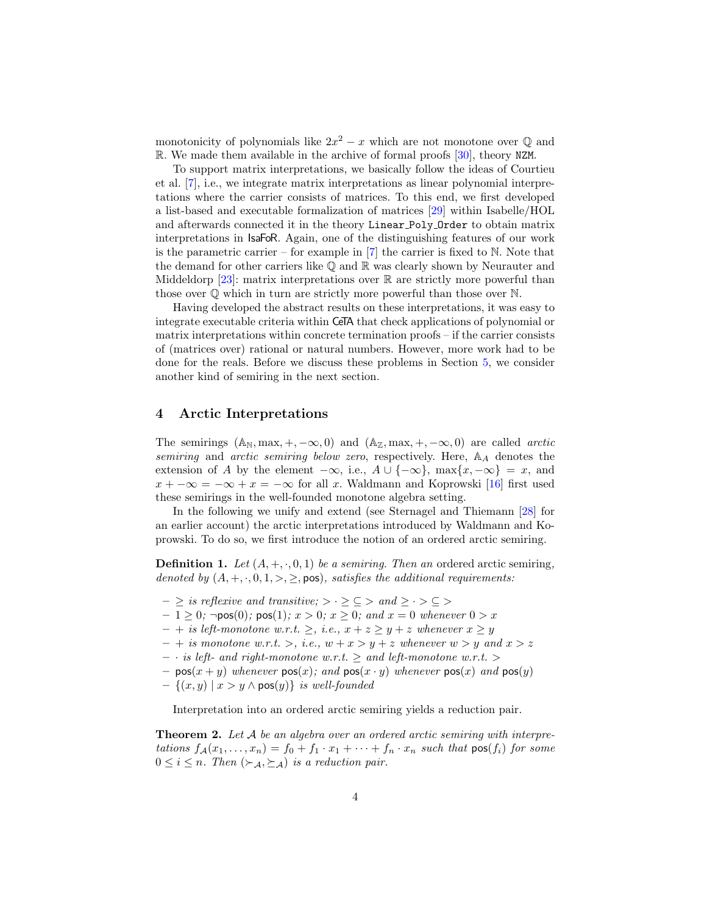monotonicity of polynomials like $2x^2 - x$ which are not monotone over $\mathbb{Q}$ and $\mathbb{R}$. We made them available in the archive of formal proofs [30], theory `NZM`.

To support matrix interpretations, we basically follow the ideas of Courtieu et al. [7], i.e., we integrate matrix interpretations as linear polynomial interpretations where the carrier consists of matrices. To this end, we first developed a list-based and executable formalization of matrices [29] within Isabelle/HOL and afterwards connected it in the theory `Linear_Poly_Order` to obtain matrix interpretations in IsaFoR. Again, one of the distinguishing features of our work is the parametric carrier – for example in [7] the carrier is fixed to $\mathbb{N}$. Note that the demand for other carriers like $\mathbb{Q}$ and $\mathbb{R}$ was clearly shown by Neurauter and Middeldorp [23]: matrix interpretations over $\mathbb{R}$ are strictly more powerful than those over $\mathbb{Q}$ which in turn are strictly more powerful than those over $\mathbb{N}$.

Having developed the abstract results on these interpretations, it was easy to integrate executable criteria within CeTA that check applications of polynomial or matrix interpretations within concrete termination proofs – if the carrier consists of (matrices over) rational or natural numbers. However, more work had to be done for the reals. Before we discuss these problems in Section 5, we consider another kind of semiring in the next section.

## 4 Arctic Interpretations

The semirings $(\mathbb{A}_\mathbb{N}, \max, +, -\infty, 0)$ and $(\mathbb{A}_\mathbb{Z}, \max, +, -\infty, 0)$ are called *arctic semiring* and *arctic semiring below zero*, respectively. Here, $\mathbb{A}_A$ denotes the extension of $A$ by the element $-\infty$, i.e., $A \cup \{-\infty\}$, $\max\{x, -\infty\} = x$, and $x + -\infty = -\infty + x = -\infty$ for all $x$. Waldmann and Koprowski [16] first used these semirings in the well-founded monotone algebra setting.

In the following we unify and extend (see Sternagel and Thiemann [28] for an earlier account) the arctic interpretations introduced by Waldmann and Koprowski. To do so, we first introduce the notion of an ordered arctic semiring.

**Definition 1.** *Let $(A, +, \cdot, 0, 1)$ be a semiring. Then an* ordered arctic semiring*, denoted by $(A, +, \cdot, 0, 1, >, \geq, \mathsf{pos})$, satisfies the additional requirements:*

- *$\geq$ is reflexive and transitive; $> \cdot \geq \subseteq >$ and $\geq \cdot > \subseteq >$*
- *$1 \geq 0$; $\neg\mathsf{pos}(0)$; $\mathsf{pos}(1)$; $x > 0$; $x \geq 0$; and $x = 0$ whenever $0 > x$*
- *$+$ is left-monotone w.r.t. $\geq$, i.e., $x + z \geq y + z$ whenever $x \geq y$*
- *$+$ is monotone w.r.t. $>$, i.e., $w + x > y + z$ whenever $w > y$ and $x > z$*
- *$\cdot$ is left- and right-monotone w.r.t. $\geq$ and left-monotone w.r.t. $>$*
- *$\mathsf{pos}(x + y)$ whenever $\mathsf{pos}(x)$; and $\mathsf{pos}(x \cdot y)$ whenever $\mathsf{pos}(x)$ and $\mathsf{pos}(y)$*
- *$\{(x, y) \mid x > y \wedge \mathsf{pos}(y)\}$ is well-founded*

Interpretation into an ordered arctic semiring yields a reduction pair.

**Theorem 2.** *Let $\mathcal{A}$ be an algebra over an ordered arctic semiring with interpretations $f_\mathcal{A}(x_1, \ldots, x_n) = f_0 + f_1 \cdot x_1 + \cdots + f_n \cdot x_n$ such that $\mathsf{pos}(f_i)$ for some $0 \leq i \leq n$. Then $(\succ_\mathcal{A}, \succeq_\mathcal{A})$ is a reduction pair.*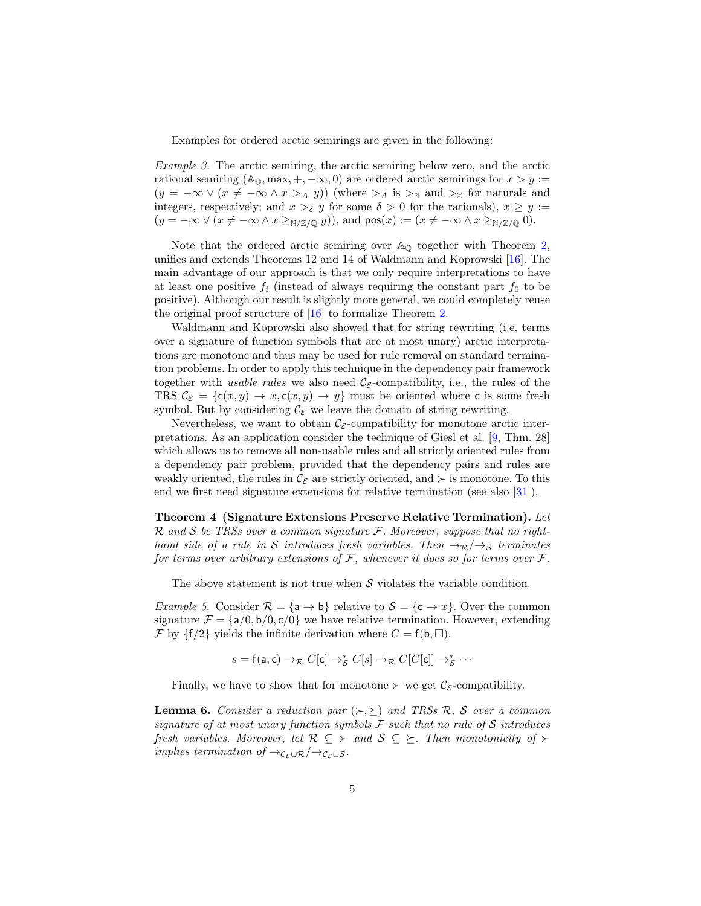Examples for ordered arctic semirings are given in the following:

*Example 3.* The arctic semiring, the arctic semiring below zero, and the arctic rational semiring $(\mathbb{A}_\mathbb{Q}, \max, +, -\infty, 0)$ are ordered arctic semirings for $x > y := (y = -\infty \vee (x \neq -\infty \wedge x >_A y))$ (where $>_A$ is $>_\mathbb{N}$ and $>_\mathbb{Z}$ for naturals and integers, respectively; and $x >_\delta y$ for some $\delta > 0$ for the rationals), $x \geq y := (y = -\infty \vee (x \neq -\infty \wedge x \geq_{\mathbb{N}/\mathbb{Z}/\mathbb{Q}} y))$, and $\mathsf{pos}(x) := (x \neq -\infty \wedge x \geq_{\mathbb{N}/\mathbb{Z}/\mathbb{Q}} 0)$.

Note that the ordered arctic semiring over $\mathbb{A}_\mathbb{Q}$ together with Theorem 2, unifies and extends Theorems 12 and 14 of Waldmann and Koprowski [16]. The main advantage of our approach is that we only require interpretations to have at least one positive $f_i$ (instead of always requiring the constant part $f_0$ to be positive). Although our result is slightly more general, we could completely reuse the original proof structure of [16] to formalize Theorem 2.

Waldmann and Koprowski also showed that for string rewriting (i.e, terms over a signature of function symbols that are at most unary) arctic interpretations are monotone and thus may be used for rule removal on standard termination problems. In order to apply this technique in the dependency pair framework together with *usable rules* we also need $\mathcal{C}_\mathcal{E}$-compatibility, i.e., the rules of the TRS $\mathcal{C}_\mathcal{E} = \{\mathsf{c}(x, y) \to x, \mathsf{c}(x, y) \to y\}$ must be oriented where $\mathsf{c}$ is some fresh symbol. But by considering $\mathcal{C}_\mathcal{E}$ we leave the domain of string rewriting.

Nevertheless, we want to obtain $\mathcal{C}_\mathcal{E}$-compatibility for monotone arctic interpretations. As an application consider the technique of Giesl et al. [9, Thm. 28] which allows us to remove all non-usable rules and all strictly oriented rules from a dependency pair problem, provided that the dependency pairs and rules are weakly oriented, the rules in $\mathcal{C}_\mathcal{E}$ are strictly oriented, and $\succ$ is monotone. To this end we first need signature extensions for relative termination (see also [31]).

**Theorem 4 (Signature Extensions Preserve Relative Termination).** *Let $\mathcal{R}$ and $\mathcal{S}$ be TRSs over a common signature $\mathcal{F}$. Moreover, suppose that no right-hand side of a rule in $\mathcal{S}$ introduces fresh variables. Then $\to_\mathcal{R}/\to_\mathcal{S}$ terminates for terms over arbitrary extensions of $\mathcal{F}$, whenever it does so for terms over $\mathcal{F}$.*

The above statement is not true when $\mathcal{S}$ violates the variable condition.

*Example 5.* Consider $\mathcal{R} = \{\mathsf{a} \to \mathsf{b}\}$ relative to $\mathcal{S} = \{\mathsf{c} \to x\}$. Over the common signature $\mathcal{F} = \{\mathsf{a}/0, \mathsf{b}/0, \mathsf{c}/0\}$ we have relative termination. However, extending $\mathcal{F}$ by $\{\mathsf{f}/2\}$ yields the infinite derivation where $C = \mathsf{f}(\mathsf{b}, \Box)$.

$$s = \mathsf{f}(\mathsf{a}, \mathsf{c}) \to_\mathcal{R} C[\mathsf{c}] \to_\mathcal{S}^* C[s] \to_\mathcal{R} C[C[\mathsf{c}]] \to_\mathcal{S}^* \cdots$$

Finally, we have to show that for monotone $\succ$ we get $\mathcal{C}_\mathcal{E}$-compatibility.

**Lemma 6.** *Consider a reduction pair $(\succ, \succsim)$ and TRSs $\mathcal{R}$, $\mathcal{S}$ over a common signature of at most unary function symbols $\mathcal{F}$ such that no rule of $\mathcal{S}$ introduces fresh variables. Moreover, let $\mathcal{R} \subseteq \succ$ and $\mathcal{S} \subseteq \succsim$. Then monotonicity of $\succ$ implies termination of $\to_{\mathcal{C}_\mathcal{E} \cup \mathcal{R}}/\to_{\mathcal{C}_\mathcal{E} \cup \mathcal{S}}$.*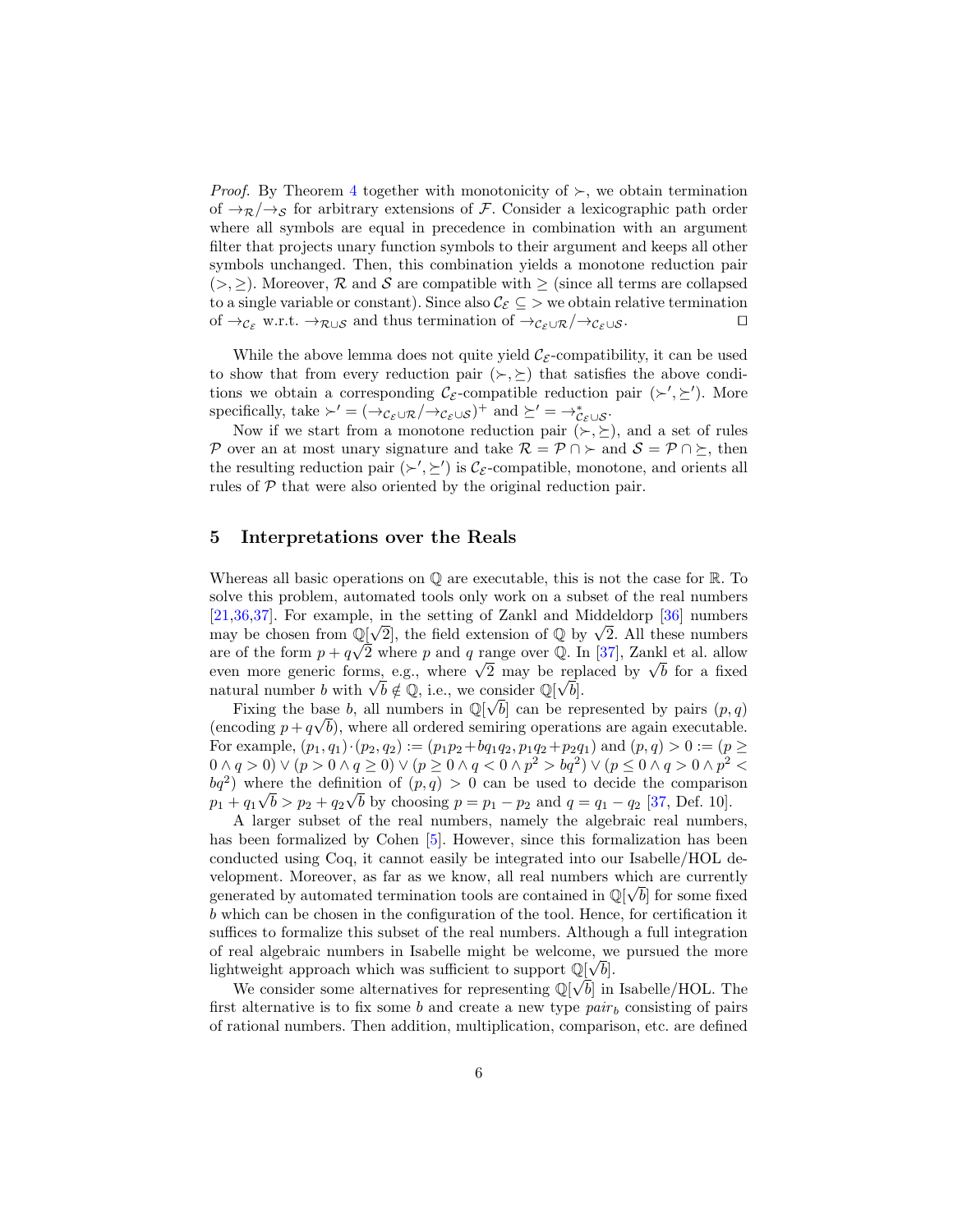*Proof.* By Theorem 4 together with monotonicity of $\succ$, we obtain termination of $\to_{\mathcal{R}}/\to_{\mathcal{S}}$ for arbitrary extensions of $\mathcal{F}$. Consider a lexicographic path order where all symbols are equal in precedence in combination with an argument filter that projects unary function symbols to their argument and keeps all other symbols unchanged. Then, this combination yields a monotone reduction pair $(>, \geq)$. Moreover, $\mathcal{R}$ and $\mathcal{S}$ are compatible with $\geq$ (since all terms are collapsed to a single variable or constant). Since also $\mathcal{C}_{\mathcal{E}} \subseteq >$ we obtain relative termination of $\to_{\mathcal{C}_{\mathcal{E}}}$ w.r.t. $\to_{\mathcal{R}\cup\mathcal{S}}$ and thus termination of $\to_{\mathcal{C}_{\mathcal{E}}\cup\mathcal{R}}/\to_{\mathcal{C}_{\mathcal{E}}\cup\mathcal{S}}$. ◻

While the above lemma does not quite yield $\mathcal{C}_{\mathcal{E}}$-compatibility, it can be used to show that from every reduction pair $(\succ, \succeq)$ that satisfies the above conditions we obtain a corresponding $\mathcal{C}_{\mathcal{E}}$-compatible reduction pair $(\succ', \succeq')$. More specifically, take $\succ' = (\to_{\mathcal{C}_{\mathcal{E}}\cup\mathcal{R}}/\to_{\mathcal{C}_{\mathcal{E}}\cup\mathcal{S}})^+$ and $\succeq' = \to^*_{\mathcal{C}_{\mathcal{E}}\cup\mathcal{S}}$.

Now if we start from a monotone reduction pair $(\succ, \succeq)$, and a set of rules $\mathcal{P}$ over an at most unary signature and take $\mathcal{R} = \mathcal{P} \cap \succ$ and $\mathcal{S} = \mathcal{P} \cap \succeq$, then the resulting reduction pair $(\succ', \succeq')$ is $\mathcal{C}_{\mathcal{E}}$-compatible, monotone, and orients all rules of $\mathcal{P}$ that were also oriented by the original reduction pair.

## 5 Interpretations over the Reals

Whereas all basic operations on $\mathbb{Q}$ are executable, this is not the case for $\mathbb{R}$. To solve this problem, automated tools only work on a subset of the real numbers [21,36,37]. For example, in the setting of Zankl and Middeldorp [36] numbers may be chosen from $\mathbb{Q}[\sqrt{2}]$, the field extension of $\mathbb{Q}$ by $\sqrt{2}$. All these numbers are of the form $p + q\sqrt{2}$ where $p$ and $q$ range over $\mathbb{Q}$. In [37], Zankl et al. allow even more generic forms, e.g., where $\sqrt{2}$ may be replaced by $\sqrt{b}$ for a fixed natural number $b$ with $\sqrt{b} \notin \mathbb{Q}$, i.e., we consider $\mathbb{Q}[\sqrt{b}]$.

Fixing the base $b$, all numbers in $\mathbb{Q}[\sqrt{b}]$ can be represented by pairs $(p, q)$ (encoding $p + q\sqrt{b}$), where all ordered semiring operations are again executable. For example, $(p_1, q_1) \cdot (p_2, q_2) := (p_1 p_2 + b q_1 q_2, p_1 q_2 + p_2 q_1)$ and $(p, q) > 0 := (p \geq 0 \land q > 0) \lor (p > 0 \land q \geq 0) \lor (p \geq 0 \land q < 0 \land p^2 > bq^2) \lor (p \leq 0 \land q > 0 \land p^2 < bq^2)$ where the definition of $(p, q) > 0$ can be used to decide the comparison $p_1 + q_1\sqrt{b} > p_2 + q_2\sqrt{b}$ by choosing $p = p_1 - p_2$ and $q = q_1 - q_2$ [37, Def. 10].

A larger subset of the real numbers, namely the algebraic real numbers, has been formalized by Cohen [5]. However, since this formalization has been conducted using Coq, it cannot easily be integrated into our Isabelle/HOL development. Moreover, as far as we know, all real numbers which are currently generated by automated termination tools are contained in $\mathbb{Q}[\sqrt{b}]$ for some fixed $b$ which can be chosen in the configuration of the tool. Hence, for certification it suffices to formalize this subset of the real numbers. Although a full integration of real algebraic numbers in Isabelle might be welcome, we pursued the more lightweight approach which was sufficient to support $\mathbb{Q}[\sqrt{b}]$.

We consider some alternatives for representing $\mathbb{Q}[\sqrt{b}]$ in Isabelle/HOL. The first alternative is to fix some $b$ and create a new type $pair_b$ consisting of pairs of rational numbers. Then addition, multiplication, comparison, etc. are defined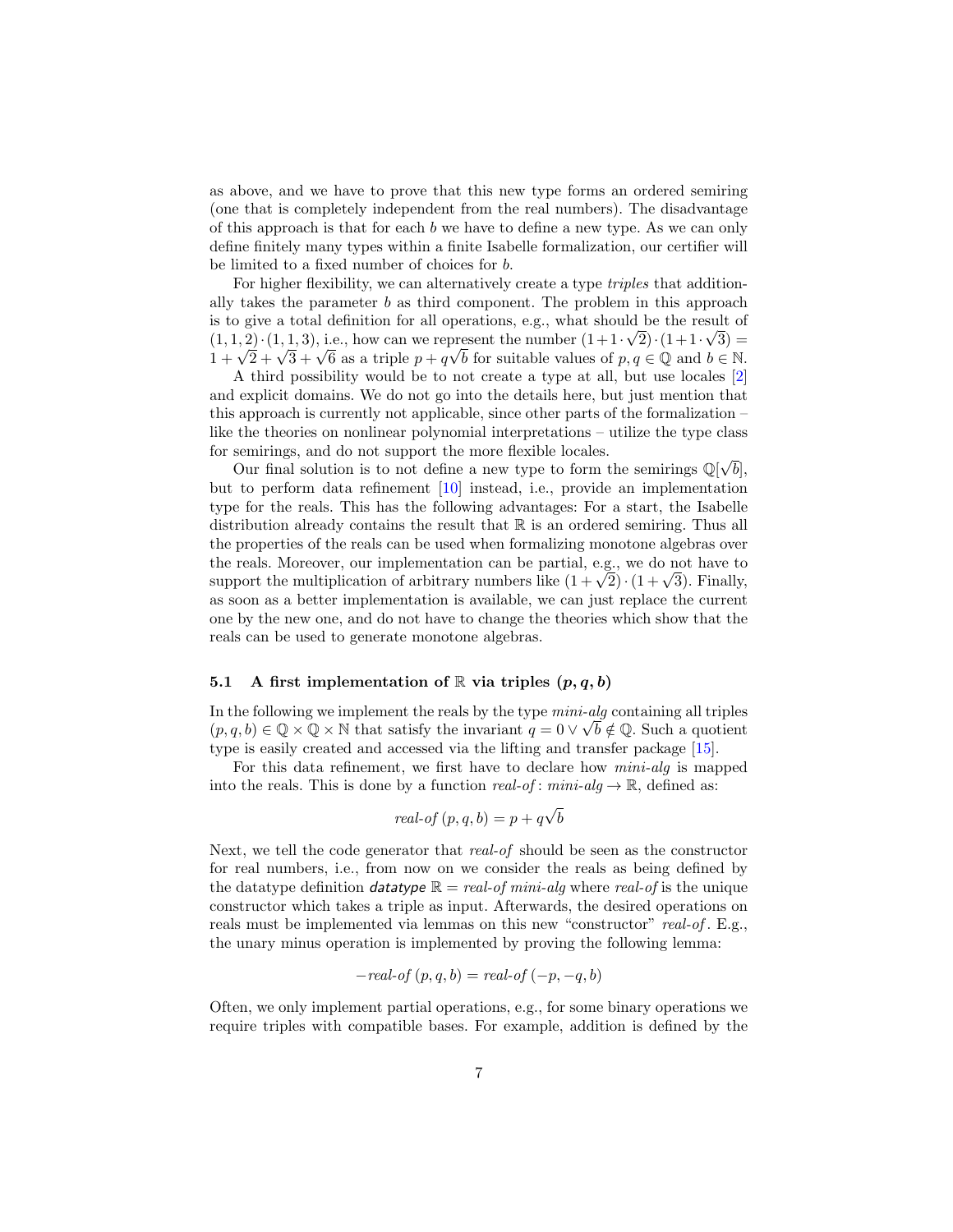as above, and we have to prove that this new type forms an ordered semiring (one that is completely independent from the real numbers). The disadvantage of this approach is that for each $b$ we have to define a new type. As we can only define finitely many types within a finite Isabelle formalization, our certifier will be limited to a fixed number of choices for $b$.

For higher flexibility, we can alternatively create a type *triples* that additionally takes the parameter $b$ as third component. The problem in this approach is to give a total definition for all operations, e.g., what should be the result of $(1,1,2) \cdot (1,1,3)$, i.e., how can we represent the number $(1+1\cdot\sqrt{2})\cdot(1+1\cdot\sqrt{3}) = 1+\sqrt{2}+\sqrt{3}+\sqrt{6}$ as a triple $p+q\sqrt{b}$ for suitable values of $p, q \in \mathbb{Q}$ and $b \in \mathbb{N}$.

A third possibility would be to not create a type at all, but use locales [2] and explicit domains. We do not go into the details here, but just mention that this approach is currently not applicable, since other parts of the formalization – like the theories on nonlinear polynomial interpretations – utilize the type class for semirings, and do not support the more flexible locales.

Our final solution is to not define a new type to form the semirings $\mathbb{Q}[\sqrt{b}]$, but to perform data refinement [10] instead, i.e., provide an implementation type for the reals. This has the following advantages: For a start, the Isabelle distribution already contains the result that $\mathbb{R}$ is an ordered semiring. Thus all the properties of the reals can be used when formalizing monotone algebras over the reals. Moreover, our implementation can be partial, e.g., we do not have to support the multiplication of arbitrary numbers like $(1+\sqrt{2})\cdot(1+\sqrt{3})$. Finally, as soon as a better implementation is available, we can just replace the current one by the new one, and do not have to change the theories which show that the reals can be used to generate monotone algebras.

### 5.1 A first implementation of $\mathbb{R}$ via triples $(p, q, b)$

In the following we implement the reals by the type *mini-alg* containing all triples $(p,q,b) \in \mathbb{Q}\times\mathbb{Q}\times\mathbb{N}$ that satisfy the invariant $q = 0 \vee \sqrt{b} \notin \mathbb{Q}$. Such a quotient type is easily created and accessed via the lifting and transfer package [15].

For this data refinement, we first have to declare how *mini-alg* is mapped into the reals. This is done by a function *real-of* : *mini-alg* $\to \mathbb{R}$, defined as:

$$\textit{real-of}\,(p,q,b) = p + q\sqrt{b}$$

Next, we tell the code generator that *real-of* should be seen as the constructor for real numbers, i.e., from now on we consider the reals as being defined by the datatype definition ***datatype*** $\mathbb{R}$ = *real-of mini-alg* where *real-of* is the unique constructor which takes a triple as input. Afterwards, the desired operations on reals must be implemented via lemmas on this new "constructor" *real-of*. E.g., the unary minus operation is implemented by proving the following lemma:

$$-\textit{real-of}\,(p,q,b) = \textit{real-of}\,(-p,-q,b)$$

Often, we only implement partial operations, e.g., for some binary operations we require triples with compatible bases. For example, addition is defined by the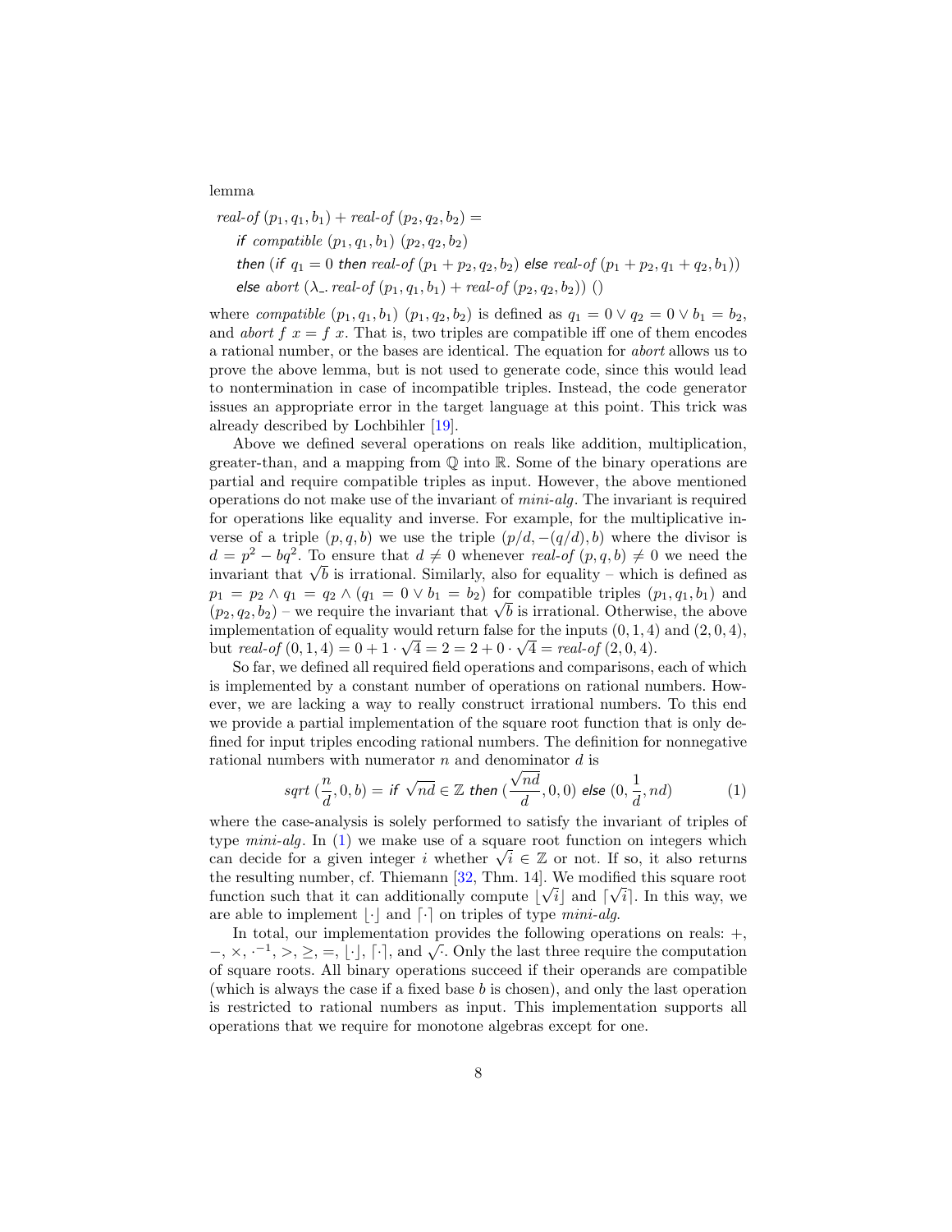lemma

$$
\begin{aligned}
&\textit{real-of}\ (p_1, q_1, b_1) + \textit{real-of}\ (p_2, q_2, b_2) = \\
&\quad \textsf{\textit{if}}\ \textit{compatible}\ (p_1, q_1, b_1)\ (p_2, q_2, b_2) \\
&\quad \textsf{\textit{then}}\ (\textsf{\textit{if}}\ q_1 = 0\ \textsf{\textit{then}}\ \textit{real-of}\ (p_1 + p_2, q_2, b_2)\ \textsf{\textit{else}}\ \textit{real-of}\ (p_1 + p_2, q_1 + q_2, b_1)) \\
&\quad \textsf{\textit{else}}\ \textit{abort}\ (\lambda\_.\ \textit{real-of}\ (p_1, q_1, b_1) + \textit{real-of}\ (p_2, q_2, b_2))\ ()
\end{aligned}
$$

where *compatible* $(p_1, q_1, b_1)$ $(p_1, q_2, b_2)$ is defined as $q_1 = 0 \vee q_2 = 0 \vee b_1 = b_2$, and *abort* $f\ x = f\ x$. That is, two triples are compatible iff one of them encodes a rational number, or the bases are identical. The equation for *abort* allows us to prove the above lemma, but is not used to generate code, since this would lead to nontermination in case of incompatible triples. Instead, the code generator issues an appropriate error in the target language at this point. This trick was already described by Lochbihler [19].

Above we defined several operations on reals like addition, multiplication, greater-than, and a mapping from $\mathbb{Q}$ into $\mathbb{R}$. Some of the binary operations are partial and require compatible triples as input. However, the above mentioned operations do not make use of the invariant of *mini-alg*. The invariant is required for operations like equality and inverse. For example, for the multiplicative inverse of a triple $(p, q, b)$ we use the triple $(p/d, -(q/d), b)$ where the divisor is $d = p^2 - bq^2$. To ensure that $d \neq 0$ whenever *real-of* $(p, q, b) \neq 0$ we need the invariant that $\sqrt{b}$ is irrational. Similarly, also for equality – which is defined as $p_1 = p_2 \wedge q_1 = q_2 \wedge (q_1 = 0 \vee b_1 = b_2)$ for compatible triples $(p_1, q_1, b_1)$ and $(p_2, q_2, b_2)$ – we require the invariant that $\sqrt{b}$ is irrational. Otherwise, the above implementation of equality would return false for the inputs $(0, 1, 4)$ and $(2, 0, 4)$, but *real-of* $(0, 1, 4) = 0 + 1 \cdot \sqrt{4} = 2 = 2 + 0 \cdot \sqrt{4} =$ *real-of* $(2, 0, 4)$.

So far, we defined all required field operations and comparisons, each of which is implemented by a constant number of operations on rational numbers. However, we are lacking a way to really construct irrational numbers. To this end we provide a partial implementation of the square root function that is only defined for input triples encoding rational numbers. The definition for nonnegative rational numbers with numerator $n$ and denominator $d$ is

$$
\textit{sqrt}\ (\frac{n}{d}, 0, b) = \textsf{\textit{if}}\ \sqrt{nd} \in \mathbb{Z}\ \textsf{\textit{then}}\ (\frac{\sqrt{nd}}{d}, 0, 0)\ \textsf{\textit{else}}\ (0, \frac{1}{d}, nd) \tag{1}
$$

where the case-analysis is solely performed to satisfy the invariant of triples of type *mini-alg*. In (1) we make use of a square root function on integers which can decide for a given integer $i$ whether $\sqrt{i} \in \mathbb{Z}$ or not. If so, it also returns the resulting number, cf. Thiemann [32, Thm. 14]. We modified this square root function such that it can additionally compute $\lfloor\sqrt{i}\rfloor$ and $\lceil\sqrt{i}\rceil$. In this way, we are able to implement $\lfloor\cdot\rfloor$ and $\lceil\cdot\rceil$ on triples of type *mini-alg*.

In total, our implementation provides the following operations on reals: $+$, $-$, $\times$, $\cdot^{-1}$, $>$, $\geq$, $=$, $\lfloor\cdot\rfloor$, $\lceil\cdot\rceil$, and $\sqrt{\cdot}$. Only the last three require the computation of square roots. All binary operations succeed if their operands are compatible (which is always the case if a fixed base $b$ is chosen), and only the last operation is restricted to rational numbers as input. This implementation supports all operations that we require for monotone algebras except for one.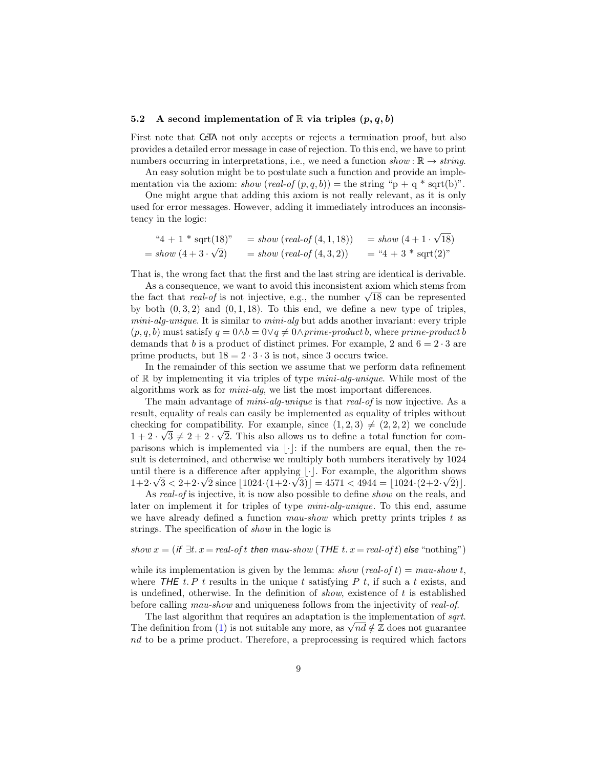### 5.2 A second implementation of $\mathbb{R}$ via triples $(p, q, b)$

First note that CeTA not only accepts or rejects a termination proof, but also provides a detailed error message in case of rejection. To this end, we have to print numbers occurring in interpretations, i.e., we need a function $show : \mathbb{R} \to string$.

An easy solution might be to postulate such a function and provide an implementation via the axiom: *show* (*real-of* $(p, q, b)$) = the string "p + q * sqrt(b)".

One might argue that adding this axiom is not really relevant, as it is only used for error messages. However, adding it immediately introduces an inconsistency in the logic:

$$
\begin{array}{lll}
\text{"4 + 1 * sqrt(18)"} & = \mathit{show}\ (\mathit{real\text{-}of}\ (4, 1, 18)) & = \mathit{show}\ (4 + 1 \cdot \sqrt{18}) \\
= \mathit{show}\ (4 + 3 \cdot \sqrt{2}) & = \mathit{show}\ (\mathit{real\text{-}of}\ (4, 3, 2)) & = \text{"4 + 3 * sqrt(2)"}
\end{array}
$$

That is, the wrong fact that the first and the last string are identical is derivable.

As a consequence, we want to avoid this inconsistent axiom which stems from the fact that *real-of* is not injective, e.g., the number $\sqrt{18}$ can be represented by both $(0, 3, 2)$ and $(0, 1, 18)$. To this end, we define a new type of triples, *mini-alg-unique*. It is similar to *mini-alg* but adds another invariant: every triple $(p, q, b)$ must satisfy $q = 0 \wedge b = 0 \vee q \neq 0 \wedge \mathit{prime\text{-}product}\ b$, where *prime-product* $b$ demands that $b$ is a product of distinct primes. For example, 2 and $6 = 2 \cdot 3$ are prime products, but $18 = 2 \cdot 3 \cdot 3$ is not, since 3 occurs twice.

In the remainder of this section we assume that we perform data refinement of $\mathbb{R}$ by implementing it via triples of type *mini-alg-unique*. While most of the algorithms work as for *mini-alg*, we list the most important differences.

The main advantage of *mini-alg-unique* is that *real-of* is now injective. As a result, equality of reals can easily be implemented as equality of triples without checking for compatibility. For example, since $(1, 2, 3) \neq (2, 2, 2)$ we conclude $1 + 2 \cdot \sqrt{3} \neq 2 + 2 \cdot \sqrt{2}$. This also allows us to define a total function for comparisons which is implemented via $\lfloor \cdot \rfloor$: if the numbers are equal, then the result is determined, and otherwise we multiply both numbers iteratively by 1024 until there is a difference after applying $\lfloor \cdot \rfloor$. For example, the algorithm shows $1+2\cdot\sqrt{3} < 2+2\cdot\sqrt{2}$ since $\lfloor 1024\cdot(1+2\cdot\sqrt{3})\rfloor = 4571 < 4944 = \lfloor 1024\cdot(2+2\cdot\sqrt{2})\rfloor$.

As *real-of* is injective, it is now also possible to define *show* on the reals, and later on implement it for triples of type *mini-alg-unique*. To this end, assume we have already defined a function *mau-show* which pretty prints triples $t$ as strings. The specification of *show* in the logic is

$$\mathit{show}\ x = (\textit{if}\ \exists t.\ x = \mathit{real\text{-}of}\ t\ \textit{then}\ \mathit{mau\text{-}show}\ (\textit{THE}\ t.\ x = \mathit{real\text{-}of}\ t)\ \textit{else}\ \text{"nothing"})$$

while its implementation is given by the lemma: *show* (*real-of* $t$) = *mau-show* $t$, where *THE* $t.\ P\ t$ results in the unique $t$ satisfying $P\ t$, if such a $t$ exists, and is undefined, otherwise. In the definition of *show*, existence of $t$ is established before calling *mau-show* and uniqueness follows from the injectivity of *real-of*.

The last algorithm that requires an adaptation is the implementation of *sqrt*. The definition from (1) is not suitable any more, as $\sqrt{nd} \notin \mathbb{Z}$ does not guarantee $nd$ to be a prime product. Therefore, a preprocessing is required which factors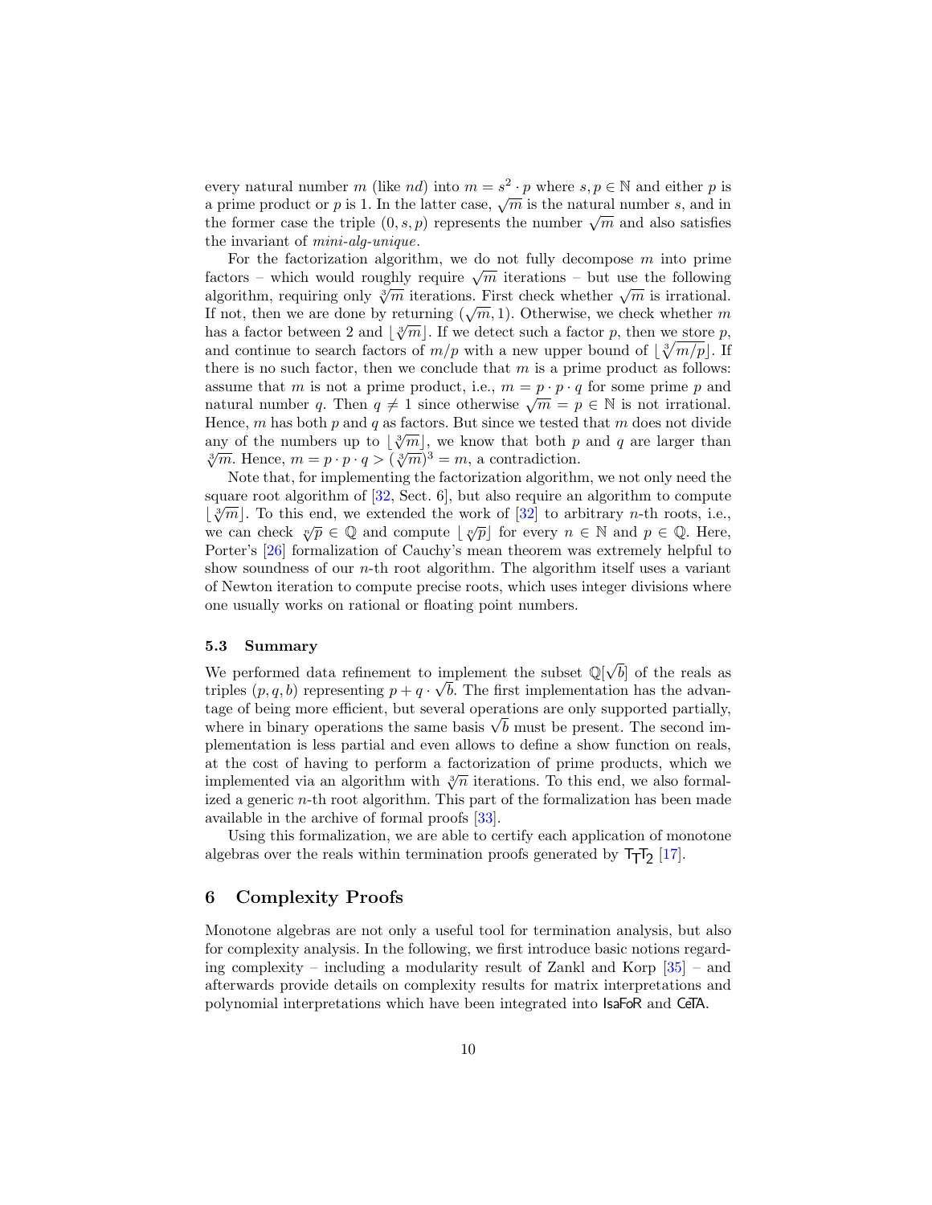every natural number $m$ (like $nd$) into $m = s^2 \cdot p$ where $s, p \in \mathbb{N}$ and either $p$ is a prime product or $p$ is 1. In the latter case, $\sqrt{m}$ is the natural number $s$, and in the former case the triple $(0, s, p)$ represents the number $\sqrt{m}$ and also satisfies the invariant of *mini-alg-unique*.

For the factorization algorithm, we do not fully decompose $m$ into prime factors – which would roughly require $\sqrt{m}$ iterations – but use the following algorithm, requiring only $\sqrt[3]{m}$ iterations. First check whether $\sqrt{m}$ is irrational. If not, then we are done by returning $(\sqrt{m}, 1)$. Otherwise, we check whether $m$ has a factor between 2 and $\lfloor \sqrt[3]{m} \rfloor$. If we detect such a factor $p$, then we store $p$, and continue to search factors of $m/p$ with a new upper bound of $\lfloor \sqrt[3]{m/p} \rfloor$. If there is no such factor, then we conclude that $m$ is a prime product as follows: assume that $m$ is not a prime product, i.e., $m = p \cdot p \cdot q$ for some prime $p$ and natural number $q$. Then $q \neq 1$ since otherwise $\sqrt{m} = p \in \mathbb{N}$ is not irrational. Hence, $m$ has both $p$ and $q$ as factors. But since we tested that $m$ does not divide any of the numbers up to $\lfloor \sqrt[3]{m} \rfloor$, we know that both $p$ and $q$ are larger than $\sqrt[3]{m}$. Hence, $m = p \cdot p \cdot q > (\sqrt[3]{m})^3 = m$, a contradiction.

Note that, for implementing the factorization algorithm, we not only need the square root algorithm of [32, Sect. 6], but also require an algorithm to compute $\lfloor \sqrt[3]{m} \rfloor$. To this end, we extended the work of [32] to arbitrary $n$-th roots, i.e., we can check $\sqrt[n]{p} \in \mathbb{Q}$ and compute $\lfloor \sqrt[n]{p} \rfloor$ for every $n \in \mathbb{N}$ and $p \in \mathbb{Q}$. Here, Porter's [26] formalization of Cauchy's mean theorem was extremely helpful to show soundness of our $n$-th root algorithm. The algorithm itself uses a variant of Newton iteration to compute precise roots, which uses integer divisions where one usually works on rational or floating point numbers.

### 5.3 Summary

We performed data refinement to implement the subset $\mathbb{Q}[\sqrt{b}]$ of the reals as triples $(p, q, b)$ representing $p + q \cdot \sqrt{b}$. The first implementation has the advantage of being more efficient, but several operations are only supported partially, where in binary operations the same basis $\sqrt{b}$ must be present. The second implementation is less partial and even allows to define a show function on reals, at the cost of having to perform a factorization of prime products, which we implemented via an algorithm with $\sqrt[3]{n}$ iterations. To this end, we also formalized a generic $n$-th root algorithm. This part of the formalization has been made available in the archive of formal proofs [33].

Using this formalization, we are able to certify each application of monotone algebras over the reals within termination proofs generated by $\mathsf{T_TT_2}$ [17].

## 6 Complexity Proofs

Monotone algebras are not only a useful tool for termination analysis, but also for complexity analysis. In the following, we first introduce basic notions regarding complexity – including a modularity result of Zankl and Korp [35] – and afterwards provide details on complexity results for matrix interpretations and polynomial interpretations which have been integrated into IsaFoR and CeTA.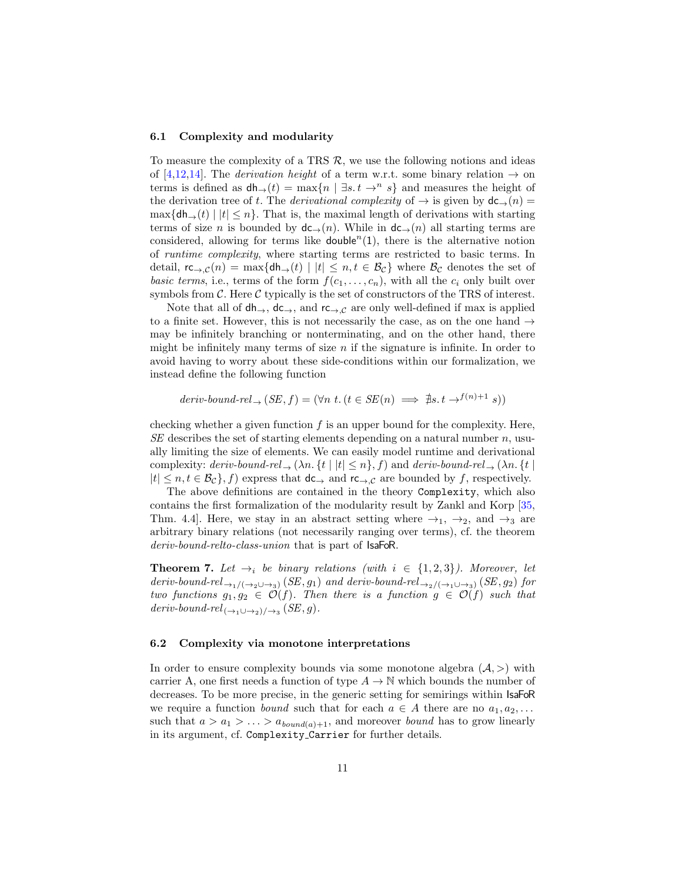### 6.1 Complexity and modularity

To measure the complexity of a TRS $\mathcal{R}$, we use the following notions and ideas of [4,12,14]. The *derivation height* of a term w.r.t. some binary relation $\to$ on terms is defined as $\mathsf{dh}_\to(t) = \max\{n \mid \exists s.\, t \to^n s\}$ and measures the height of the derivation tree of $t$. The *derivational complexity* of $\to$ is given by $\mathsf{dc}_\to(n) = \max\{\mathsf{dh}_\to(t) \mid |t| \leq n\}$. That is, the maximal length of derivations with starting terms of size $n$ is bounded by $\mathsf{dc}_\to(n)$. While in $\mathsf{dc}_\to(n)$ all starting terms are considered, allowing for terms like $\mathsf{double}^n(1)$, there is the alternative notion of *runtime complexity*, where starting terms are restricted to basic terms. In detail, $\mathsf{rc}_{\to,\mathcal{C}}(n) = \max\{\mathsf{dh}_\to(t) \mid |t| \leq n, t \in \mathcal{B}_\mathcal{C}\}$ where $\mathcal{B}_\mathcal{C}$ denotes the set of *basic terms*, i.e., terms of the form $f(c_1, \ldots, c_n)$, with all the $c_i$ only built over symbols from $\mathcal{C}$. Here $\mathcal{C}$ typically is the set of constructors of the TRS of interest.

Note that all of $\mathsf{dh}_\to$, $\mathsf{dc}_\to$, and $\mathsf{rc}_{\to,\mathcal{C}}$ are only well-defined if max is applied to a finite set. However, this is not necessarily the case, as on the one hand $\to$ may be infinitely branching or nonterminating, and on the other hand, there might be infinitely many terms of size $n$ if the signature is infinite. In order to avoid having to worry about these side-conditions within our formalization, we instead define the following function

$$\textit{deriv-bound-rel}_\to(SE, f) = (\forall n\ t.\, (t \in SE(n) \implies \nexists s.\, t \to^{f(n)+1} s))$$

checking whether a given function $f$ is an upper bound for the complexity. Here, $SE$ describes the set of starting elements depending on a natural number $n$, usually limiting the size of elements. We can easily model runtime and derivational complexity: $\textit{deriv-bound-rel}_\to(\lambda n.\, \{t \mid |t| \leq n\}, f)$ and $\textit{deriv-bound-rel}_\to(\lambda n.\, \{t \mid |t| \leq n, t \in \mathcal{B}_\mathcal{C}\}, f)$ express that $\mathsf{dc}_\to$ and $\mathsf{rc}_{\to,\mathcal{C}}$ are bounded by $f$, respectively.

The above definitions are contained in the theory `Complexity`, which also contains the first formalization of the modularity result by Zankl and Korp [35, Thm. 4.4]. Here, we stay in an abstract setting where $\to_1$, $\to_2$, and $\to_3$ are arbitrary binary relations (not necessarily ranging over terms), cf. the theorem *deriv-bound-relto-class-union* that is part of IsaFoR.

**Theorem 7.** *Let $\to_i$ be binary relations (with $i \in \{1,2,3\}$). Moreover, let $\textit{deriv-bound-rel}_{\to_1/(\to_2 \cup \to_3)}(SE, g_1)$ and $\textit{deriv-bound-rel}_{\to_2/(\to_1 \cup \to_3)}(SE, g_2)$ for two functions $g_1, g_2 \in \mathcal{O}(f)$. Then there is a function $g \in \mathcal{O}(f)$ such that $\textit{deriv-bound-rel}_{(\to_1 \cup \to_2)/\to_3}(SE, g)$.*

### 6.2 Complexity via monotone interpretations

In order to ensure complexity bounds via some monotone algebra $(\mathcal{A}, >)$ with carrier A, one first needs a function of type $A \to \mathbb{N}$ which bounds the number of decreases. To be more precise, in the generic setting for semirings within IsaFoR we require a function *bound* such that for each $a \in A$ there are no $a_1, a_2, \ldots$ such that $a > a_1 > \ldots > a_{bound(a)+1}$, and moreover *bound* has to grow linearly in its argument, cf. `Complexity_Carrier` for further details.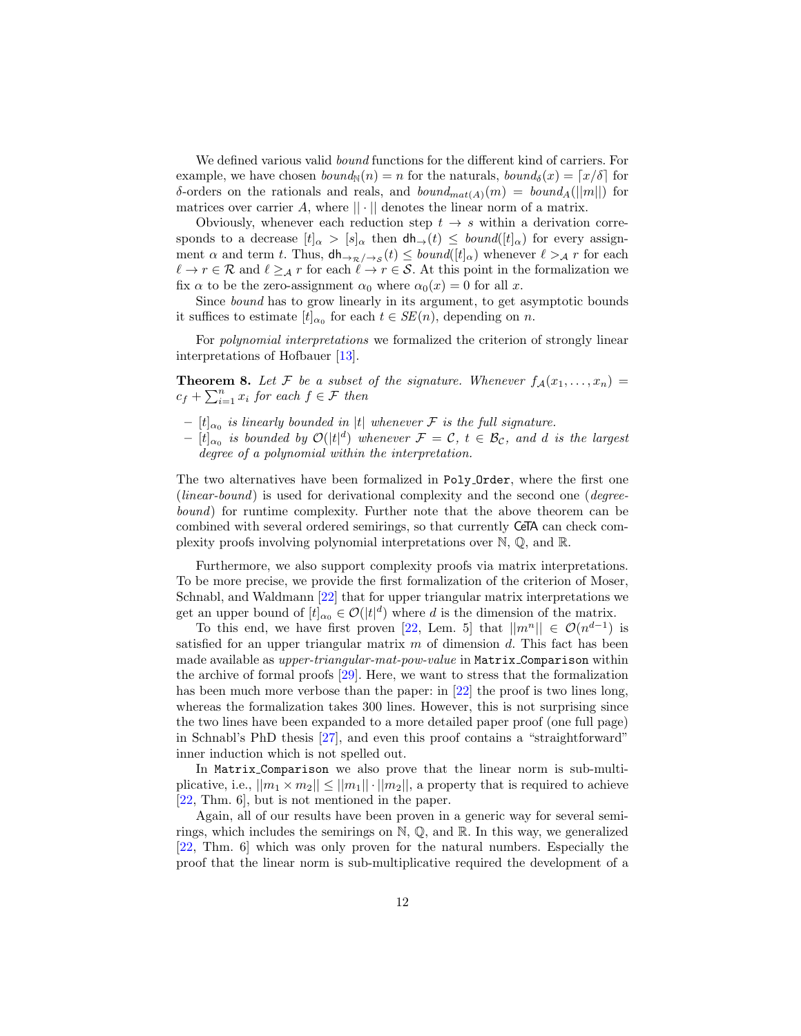We defined various valid *bound* functions for the different kind of carriers. For example, we have chosen $\mathit{bound}_{\mathbb{N}}(n) = n$ for the naturals, $\mathit{bound}_{\delta}(x) = \lceil x/\delta \rceil$ for $\delta$-orders on the rationals and reals, and $\mathit{bound}_{mat(A)}(m) = \mathit{bound}_{A}(||m||)$ for matrices over carrier $A$, where $|| \cdot ||$ denotes the linear norm of a matrix.

Obviously, whenever each reduction step $t \to s$ within a derivation corresponds to a decrease $[t]_\alpha > [s]_\alpha$ then $\mathsf{dh}_{\to}(t) \leq \mathit{bound}([t]_\alpha)$ for every assignment $\alpha$ and term $t$. Thus, $\mathsf{dh}_{\to_{\mathcal{R}}/\to_{\mathcal{S}}}(t) \leq \mathit{bound}([t]_\alpha)$ whenever $\ell >_{\mathcal{A}} r$ for each $\ell \to r \in \mathcal{R}$ and $\ell \geq_{\mathcal{A}} r$ for each $\ell \to r \in \mathcal{S}$. At this point in the formalization we fix $\alpha$ to be the zero-assignment $\alpha_0$ where $\alpha_0(x) = 0$ for all $x$.

Since *bound* has to grow linearly in its argument, to get asymptotic bounds it suffices to estimate $[t]_{\alpha_0}$ for each $t \in SE(n)$, depending on $n$.

For *polynomial interpretations* we formalized the criterion of strongly linear interpretations of Hofbauer [13].

**Theorem 8.** *Let $\mathcal{F}$ be a subset of the signature. Whenever $f_{\mathcal{A}}(x_1, \ldots, x_n) = c_f + \sum_{i=1}^{n} x_i$ for each $f \in \mathcal{F}$ then*

- *$[t]_{\alpha_0}$ is linearly bounded in $|t|$ whenever $\mathcal{F}$ is the full signature.*
- *$[t]_{\alpha_0}$ is bounded by $\mathcal{O}(|t|^d)$ whenever $\mathcal{F} = \mathcal{C}$, $t \in \mathcal{B}_{\mathcal{C}}$, and $d$ is the largest degree of a polynomial within the interpretation.*

The two alternatives have been formalized in `Poly_Order`, where the first one (*linear-bound*) is used for derivational complexity and the second one (*degree-bound*) for runtime complexity. Further note that the above theorem can be combined with several ordered semirings, so that currently CeTA can check complexity proofs involving polynomial interpretations over $\mathbb{N}$, $\mathbb{Q}$, and $\mathbb{R}$.

Furthermore, we also support complexity proofs via matrix interpretations. To be more precise, we provide the first formalization of the criterion of Moser, Schnabl, and Waldmann [22] that for upper triangular matrix interpretations we get an upper bound of $[t]_{\alpha_0} \in \mathcal{O}(|t|^d)$ where $d$ is the dimension of the matrix.

To this end, we have first proven [22, Lem. 5] that $||m^n|| \in \mathcal{O}(n^{d-1})$ is satisfied for an upper triangular matrix $m$ of dimension $d$. This fact has been made available as *upper-triangular-mat-pow-value* in `Matrix_Comparison` within the archive of formal proofs [29]. Here, we want to stress that the formalization has been much more verbose than the paper: in [22] the proof is two lines long, whereas the formalization takes 300 lines. However, this is not surprising since the two lines have been expanded to a more detailed paper proof (one full page) in Schnabl's PhD thesis [27], and even this proof contains a "straightforward" inner induction which is not spelled out.

In `Matrix_Comparison` we also prove that the linear norm is sub-multiplicative, i.e., $||m_1 \times m_2|| \leq ||m_1|| \cdot ||m_2||$, a property that is required to achieve [22, Thm. 6], but is not mentioned in the paper.

Again, all of our results have been proven in a generic way for several semirings, which includes the semirings on $\mathbb{N}$, $\mathbb{Q}$, and $\mathbb{R}$. In this way, we generalized [22, Thm. 6] which was only proven for the natural numbers. Especially the proof that the linear norm is sub-multiplicative required the development of a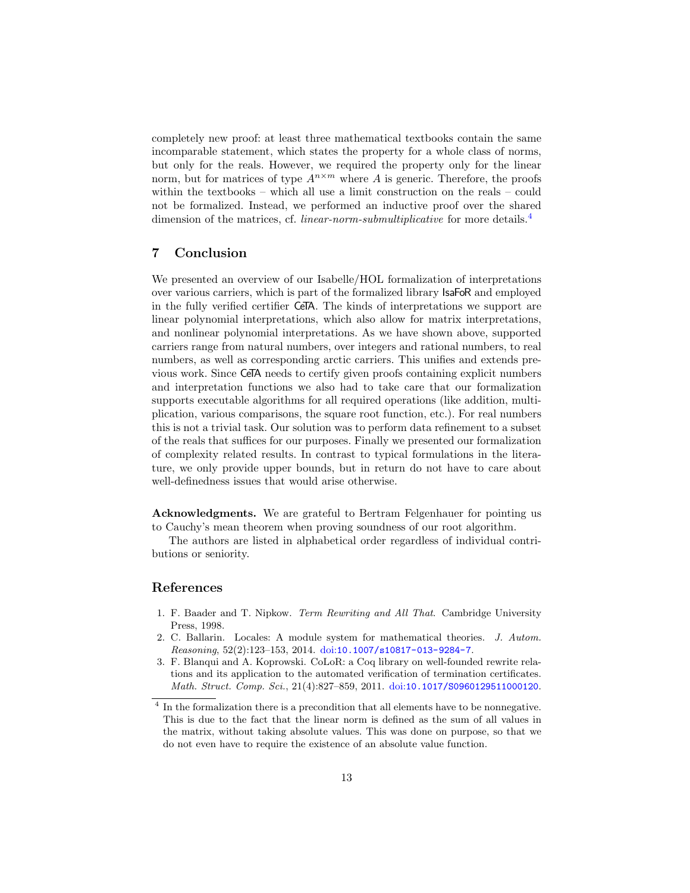completely new proof: at least three mathematical textbooks contain the same incomparable statement, which states the property for a whole class of norms, but only for the reals. However, we required the property only for the linear norm, but for matrices of type $A^{n \times m}$ where $A$ is generic. Therefore, the proofs within the textbooks – which all use a limit construction on the reals – could not be formalized. Instead, we performed an inductive proof over the shared dimension of the matrices, cf. *linear-norm-submultiplicative* for more details.[4]

## 7 Conclusion

We presented an overview of our Isabelle/HOL formalization of interpretations over various carriers, which is part of the formalized library IsaFoR and employed in the fully verified certifier CeTA. The kinds of interpretations we support are linear polynomial interpretations, which also allow for matrix interpretations, and nonlinear polynomial interpretations. As we have shown above, supported carriers range from natural numbers, over integers and rational numbers, to real numbers, as well as corresponding arctic carriers. This unifies and extends previous work. Since CeTA needs to certify given proofs containing explicit numbers and interpretation functions we also had to take care that our formalization supports executable algorithms for all required operations (like addition, multiplication, various comparisons, the square root function, etc.). For real numbers this is not a trivial task. Our solution was to perform data refinement to a subset of the reals that suffices for our purposes. Finally we presented our formalization of complexity related results. In contrast to typical formulations in the literature, we only provide upper bounds, but in return do not have to care about well-definedness issues that would arise otherwise.

**Acknowledgments.** We are grateful to Bertram Felgenhauer for pointing us to Cauchy's mean theorem when proving soundness of our root algorithm.

The authors are listed in alphabetical order regardless of individual contributions or seniority.

## References

1. F. Baader and T. Nipkow. *Term Rewriting and All That*. Cambridge University Press, 1998.
2. C. Ballarin. Locales: A module system for mathematical theories. *J. Autom. Reasoning*, 52(2):123–153, 2014. doi:10.1007/s10817-013-9284-7.
3. F. Blanqui and A. Koprowski. CoLoR: a Coq library on well-founded rewrite relations and its application to the automated verification of termination certificates. *Math. Struct. Comp. Sci.*, 21(4):827–859, 2011. doi:10.1017/S0960129511000120.

[4] In the formalization there is a precondition that all elements have to be nonnegative. This is due to the fact that the linear norm is defined as the sum of all values in the matrix, without taking absolute values. This was done on purpose, so that we do not even have to require the existence of an absolute value function.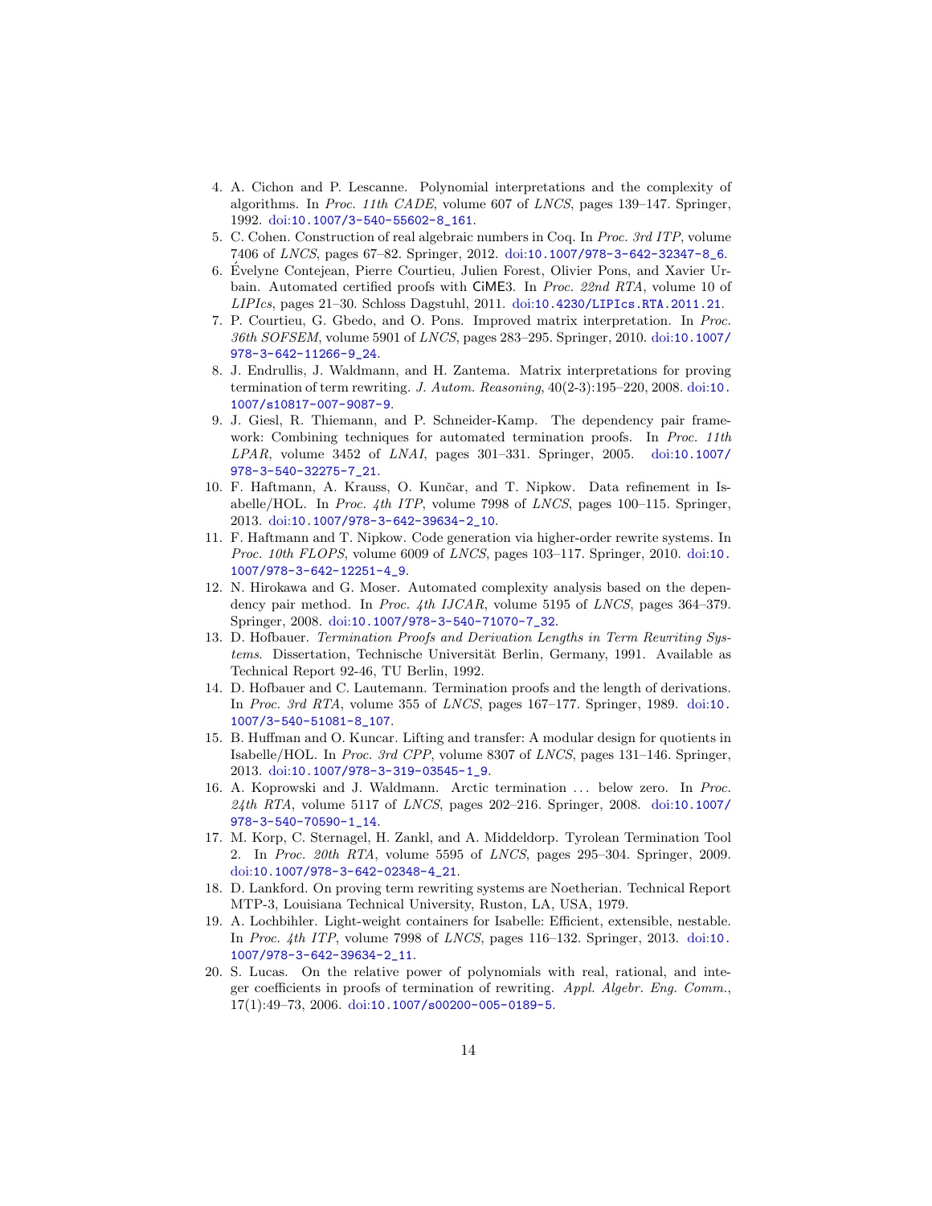4. A. Cichon and P. Lescanne. Polynomial interpretations and the complexity of algorithms. In *Proc. 11th CADE*, volume 607 of *LNCS*, pages 139–147. Springer, 1992. doi:10.1007/3-540-55602-8_161.
5. C. Cohen. Construction of real algebraic numbers in Coq. In *Proc. 3rd ITP*, volume 7406 of *LNCS*, pages 67–82. Springer, 2012. doi:10.1007/978-3-642-32347-8_6.
6. Évelyne Contejean, Pierre Courtieu, Julien Forest, Olivier Pons, and Xavier Urbain. Automated certified proofs with CiME3. In *Proc. 22nd RTA*, volume 10 of *LIPIcs*, pages 21–30. Schloss Dagstuhl, 2011. doi:10.4230/LIPIcs.RTA.2011.21.
7. P. Courtieu, G. Gbedo, and O. Pons. Improved matrix interpretation. In *Proc. 36th SOFSEM*, volume 5901 of *LNCS*, pages 283–295. Springer, 2010. doi:10.1007/978-3-642-11266-9_24.
8. J. Endrullis, J. Waldmann, and H. Zantema. Matrix interpretations for proving termination of term rewriting. *J. Autom. Reasoning*, 40(2-3):195–220, 2008. doi:10.1007/s10817-007-9087-9.
9. J. Giesl, R. Thiemann, and P. Schneider-Kamp. The dependency pair framework: Combining techniques for automated termination proofs. In *Proc. 11th LPAR*, volume 3452 of *LNAI*, pages 301–331. Springer, 2005. doi:10.1007/978-3-540-32275-7_21.
10. F. Haftmann, A. Krauss, O. Kunčar, and T. Nipkow. Data refinement in Isabelle/HOL. In *Proc. 4th ITP*, volume 7998 of *LNCS*, pages 100–115. Springer, 2013. doi:10.1007/978-3-642-39634-2_10.
11. F. Haftmann and T. Nipkow. Code generation via higher-order rewrite systems. In *Proc. 10th FLOPS*, volume 6009 of *LNCS*, pages 103–117. Springer, 2010. doi:10.1007/978-3-642-12251-4_9.
12. N. Hirokawa and G. Moser. Automated complexity analysis based on the dependency pair method. In *Proc. 4th IJCAR*, volume 5195 of *LNCS*, pages 364–379. Springer, 2008. doi:10.1007/978-3-540-71070-7_32.
13. D. Hofbauer. *Termination Proofs and Derivation Lengths in Term Rewriting Systems*. Dissertation, Technische Universität Berlin, Germany, 1991. Available as Technical Report 92-46, TU Berlin, 1992.
14. D. Hofbauer and C. Lautemann. Termination proofs and the length of derivations. In *Proc. 3rd RTA*, volume 355 of *LNCS*, pages 167–177. Springer, 1989. doi:10.1007/3-540-51081-8_107.
15. B. Huffman and O. Kuncar. Lifting and transfer: A modular design for quotients in Isabelle/HOL. In *Proc. 3rd CPP*, volume 8307 of *LNCS*, pages 131–146. Springer, 2013. doi:10.1007/978-3-319-03545-1_9.
16. A. Koprowski and J. Waldmann. Arctic termination ... below zero. In *Proc. 24th RTA*, volume 5117 of *LNCS*, pages 202–216. Springer, 2008. doi:10.1007/978-3-540-70590-1_14.
17. M. Korp, C. Sternagel, H. Zankl, and A. Middeldorp. Tyrolean Termination Tool 2. In *Proc. 20th RTA*, volume 5595 of *LNCS*, pages 295–304. Springer, 2009. doi:10.1007/978-3-642-02348-4_21.
18. D. Lankford. On proving term rewriting systems are Noetherian. Technical Report MTP-3, Louisiana Technical University, Ruston, LA, USA, 1979.
19. A. Lochbihler. Light-weight containers for Isabelle: Efficient, extensible, nestable. In *Proc. 4th ITP*, volume 7998 of *LNCS*, pages 116–132. Springer, 2013. doi:10.1007/978-3-642-39634-2_11.
20. S. Lucas. On the relative power of polynomials with real, rational, and integer coefficients in proofs of termination of rewriting. *Appl. Algebr. Eng. Comm.*, 17(1):49–73, 2006. doi:10.1007/s00200-005-0189-5.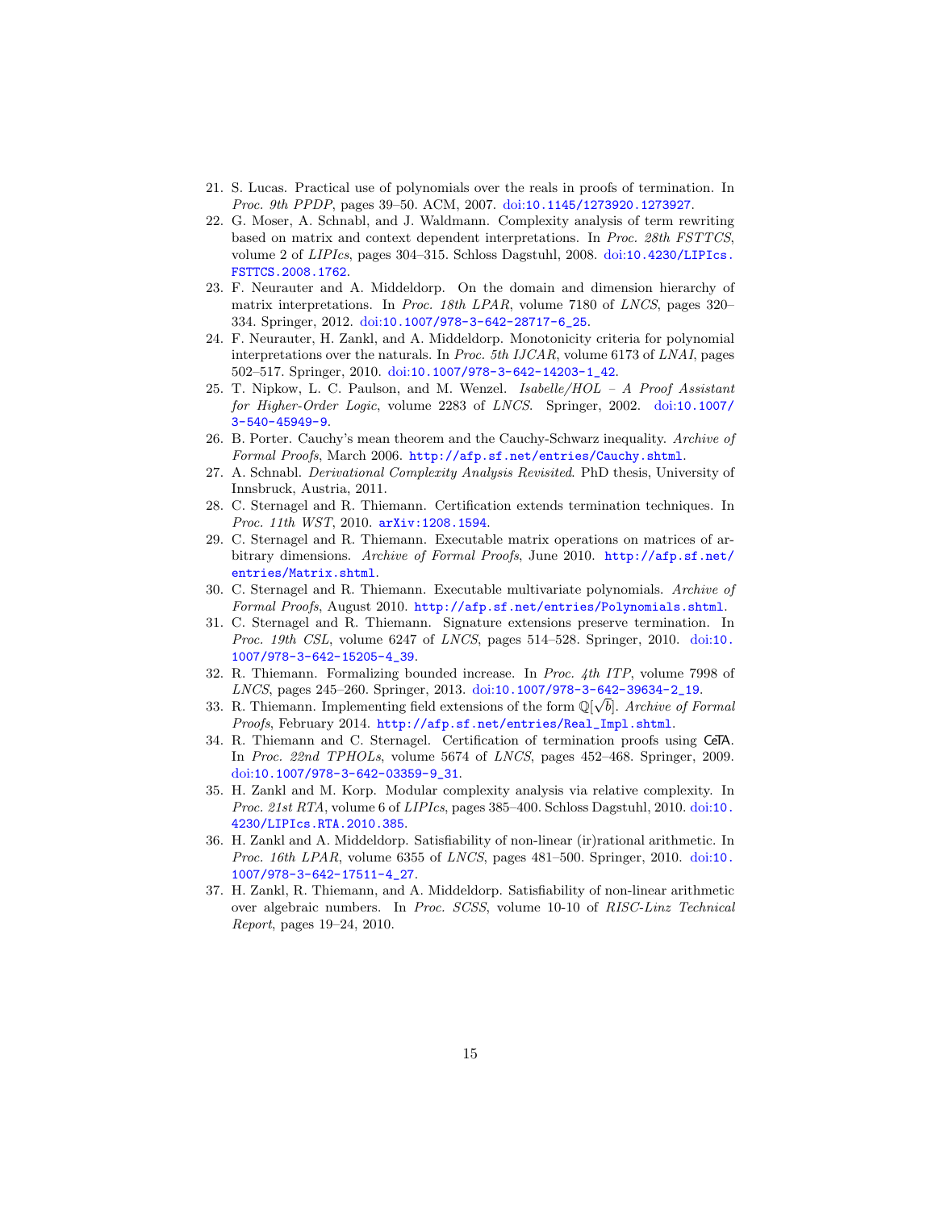21. S. Lucas. Practical use of polynomials over the reals in proofs of termination. In *Proc. 9th PPDP*, pages 39–50. ACM, 2007. doi:10.1145/1273920.1273927.
22. G. Moser, A. Schnabl, and J. Waldmann. Complexity analysis of term rewriting based on matrix and context dependent interpretations. In *Proc. 28th FSTTCS*, volume 2 of *LIPIcs*, pages 304–315. Schloss Dagstuhl, 2008. doi:10.4230/LIPIcs.FSTTCS.2008.1762.
23. F. Neurauter and A. Middeldorp. On the domain and dimension hierarchy of matrix interpretations. In *Proc. 18th LPAR*, volume 7180 of *LNCS*, pages 320–334. Springer, 2012. doi:10.1007/978-3-642-28717-6_25.
24. F. Neurauter, H. Zankl, and A. Middeldorp. Monotonicity criteria for polynomial interpretations over the naturals. In *Proc. 5th IJCAR*, volume 6173 of *LNAI*, pages 502–517. Springer, 2010. doi:10.1007/978-3-642-14203-1_42.
25. T. Nipkow, L. C. Paulson, and M. Wenzel. *Isabelle/HOL – A Proof Assistant for Higher-Order Logic*, volume 2283 of *LNCS*. Springer, 2002. doi:10.1007/3-540-45949-9.
26. B. Porter. Cauchy's mean theorem and the Cauchy-Schwarz inequality. *Archive of Formal Proofs*, March 2006. http://afp.sf.net/entries/Cauchy.shtml.
27. A. Schnabl. *Derivational Complexity Analysis Revisited*. PhD thesis, University of Innsbruck, Austria, 2011.
28. C. Sternagel and R. Thiemann. Certification extends termination techniques. In *Proc. 11th WST*, 2010. arXiv:1208.1594.
29. C. Sternagel and R. Thiemann. Executable matrix operations on matrices of arbitrary dimensions. *Archive of Formal Proofs*, June 2010. http://afp.sf.net/entries/Matrix.shtml.
30. C. Sternagel and R. Thiemann. Executable multivariate polynomials. *Archive of Formal Proofs*, August 2010. http://afp.sf.net/entries/Polynomials.shtml.
31. C. Sternagel and R. Thiemann. Signature extensions preserve termination. In *Proc. 19th CSL*, volume 6247 of *LNCS*, pages 514–528. Springer, 2010. doi:10.1007/978-3-642-15205-4_39.
32. R. Thiemann. Formalizing bounded increase. In *Proc. 4th ITP*, volume 7998 of *LNCS*, pages 245–260. Springer, 2013. doi:10.1007/978-3-642-39634-2_19.
33. R. Thiemann. Implementing field extensions of the form $\mathbb{Q}[\sqrt{b}]$. *Archive of Formal Proofs*, February 2014. http://afp.sf.net/entries/Real_Impl.shtml.
34. R. Thiemann and C. Sternagel. Certification of termination proofs using CeTA. In *Proc. 22nd TPHOLs*, volume 5674 of *LNCS*, pages 452–468. Springer, 2009. doi:10.1007/978-3-642-03359-9_31.
35. H. Zankl and M. Korp. Modular complexity analysis via relative complexity. In *Proc. 21st RTA*, volume 6 of *LIPIcs*, pages 385–400. Schloss Dagstuhl, 2010. doi:10.4230/LIPIcs.RTA.2010.385.
36. H. Zankl and A. Middeldorp. Satisfiability of non-linear (ir)rational arithmetic. In *Proc. 16th LPAR*, volume 6355 of *LNCS*, pages 481–500. Springer, 2010. doi:10.1007/978-3-642-17511-4_27.
37. H. Zankl, R. Thiemann, and A. Middeldorp. Satisfiability of non-linear arithmetic over algebraic numbers. In *Proc. SCSS*, volume 10-10 of *RISC-Linz Technical Report*, pages 19–24, 2010.